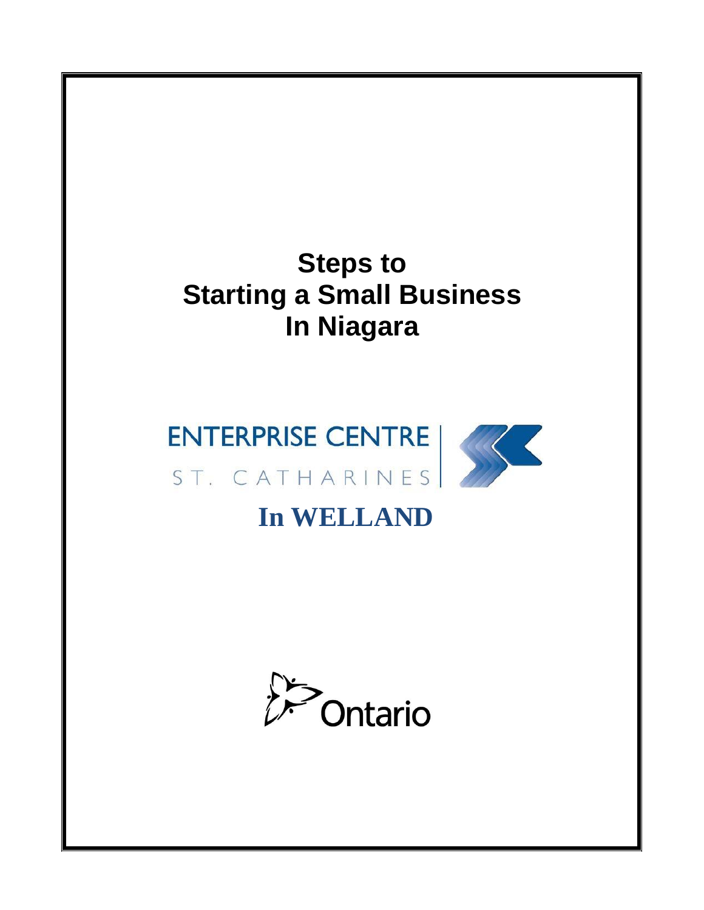# Steps to Starting a Small Business In Niagara

ENTERPRISE CENTRE

ST. CATHARINES

**In WELLAND**

Ontario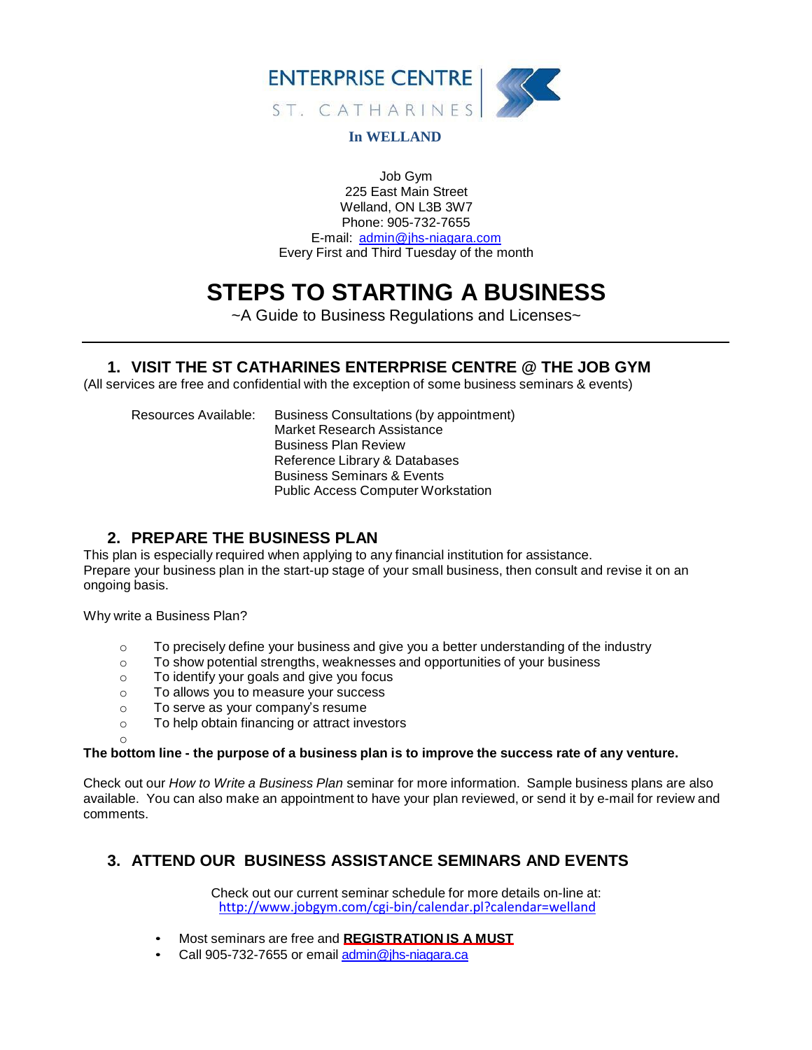ENTERPRISE CENTRE
ST. CATHARINES

**In WELLAND**

Job Gym
225 East Main Street
Welland, ON L3B 3W7
Phone: 905-732-7655
E-mail: admin@jhs-niagara.com
Every First and Third Tuesday of the month

# STEPS TO STARTING A BUSINESS

~A Guide to Business Regulations and Licenses~

---

## 1. VISIT THE ST CATHARINES ENTERPRISE CENTRE @ THE JOB GYM

(All services are free and confidential with the exception of some business seminars & events)

Resources Available:
- Business Consultations (by appointment)
- Market Research Assistance
- Business Plan Review
- Reference Library & Databases
- Business Seminars & Events
- Public Access Computer Workstation

## 2. PREPARE THE BUSINESS PLAN

This plan is especially required when applying to any financial institution for assistance.
Prepare your business plan in the start-up stage of your small business, then consult and revise it on an ongoing basis.

Why write a Business Plan?

- To precisely define your business and give you a better understanding of the industry
- To show potential strengths, weaknesses and opportunities of your business
- To identify your goals and give you focus
- To allows you to measure your success
- To serve as your company's resume
- To help obtain financing or attract investors

**The bottom line - the purpose of a business plan is to improve the success rate of any venture.**

Check out our *How to Write a Business Plan* seminar for more information. Sample business plans are also available. You can also make an appointment to have your plan reviewed, or send it by e-mail for review and comments.

## 3. ATTEND OUR BUSINESS ASSISTANCE SEMINARS AND EVENTS

Check out our current seminar schedule for more details on-line at:
http://www.jobgym.com/cgi-bin/calendar.pl?calendar=welland

- Most seminars are free and **REGISTRATION IS A MUST**
- Call 905-732-7655 or email admin@jhs-niagara.ca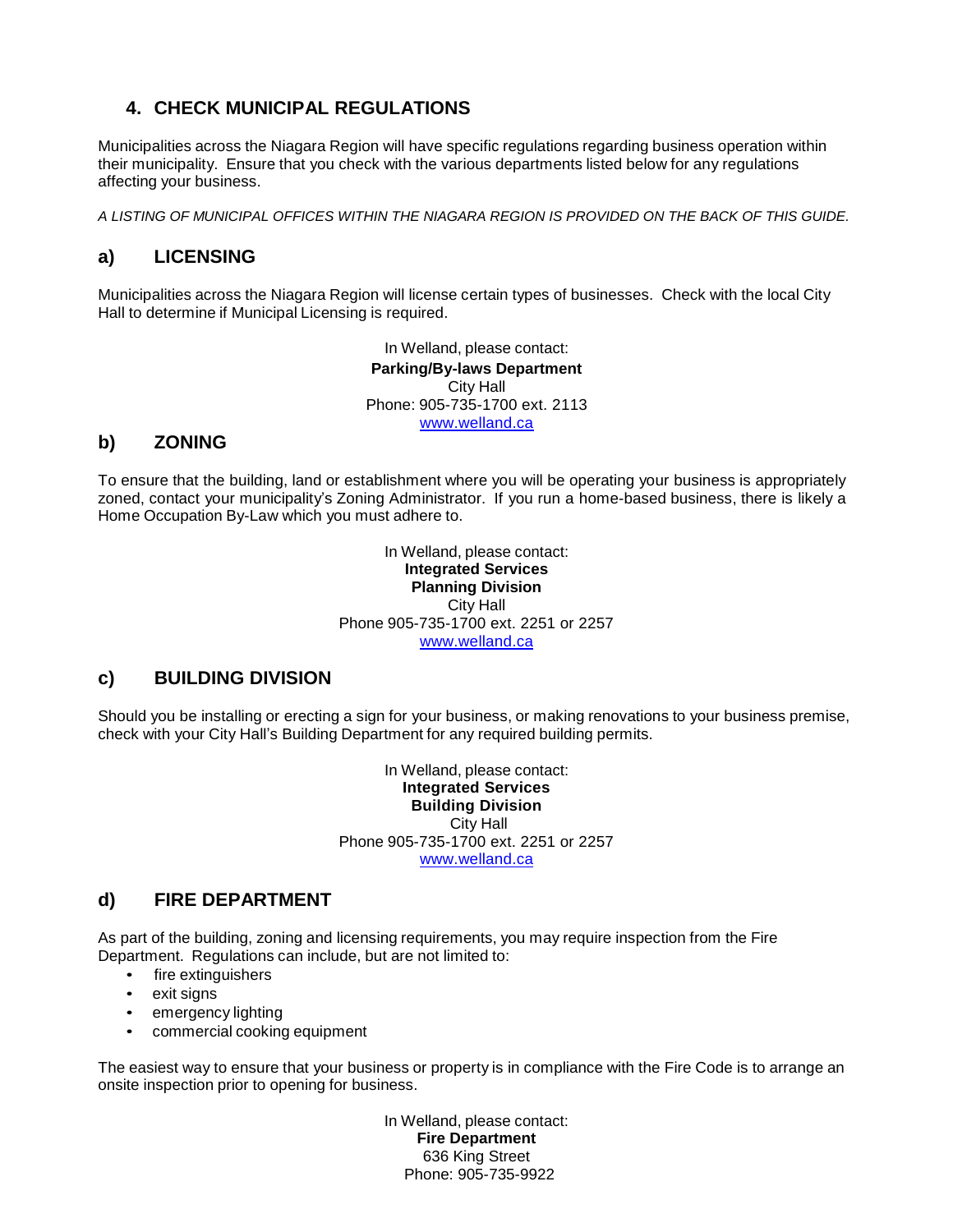## 4. CHECK MUNICIPAL REGULATIONS

Municipalities across the Niagara Region will have specific regulations regarding business operation within their municipality. Ensure that you check with the various departments listed below for any regulations affecting your business.

*A LISTING OF MUNICIPAL OFFICES WITHIN THE NIAGARA REGION IS PROVIDED ON THE BACK OF THIS GUIDE.*

### a) LICENSING

Municipalities across the Niagara Region will license certain types of businesses. Check with the local City Hall to determine if Municipal Licensing is required.

In Welland, please contact:
**Parking/By-laws Department**
City Hall
Phone: 905-735-1700 ext. 2113
www.welland.ca

### b) ZONING

To ensure that the building, land or establishment where you will be operating your business is appropriately zoned, contact your municipality's Zoning Administrator. If you run a home-based business, there is likely a Home Occupation By-Law which you must adhere to.

In Welland, please contact:
**Integrated Services**
**Planning Division**
City Hall
Phone 905-735-1700 ext. 2251 or 2257
www.welland.ca

### c) BUILDING DIVISION

Should you be installing or erecting a sign for your business, or making renovations to your business premise, check with your City Hall's Building Department for any required building permits.

In Welland, please contact:
**Integrated Services**
**Building Division**
City Hall
Phone 905-735-1700 ext. 2251 or 2257
www.welland.ca

### d) FIRE DEPARTMENT

As part of the building, zoning and licensing requirements, you may require inspection from the Fire Department. Regulations can include, but are not limited to:

- fire extinguishers
- exit signs
- emergency lighting
- commercial cooking equipment

The easiest way to ensure that your business or property is in compliance with the Fire Code is to arrange an onsite inspection prior to opening for business.

In Welland, please contact:
**Fire Department**
636 King Street
Phone: 905-735-9922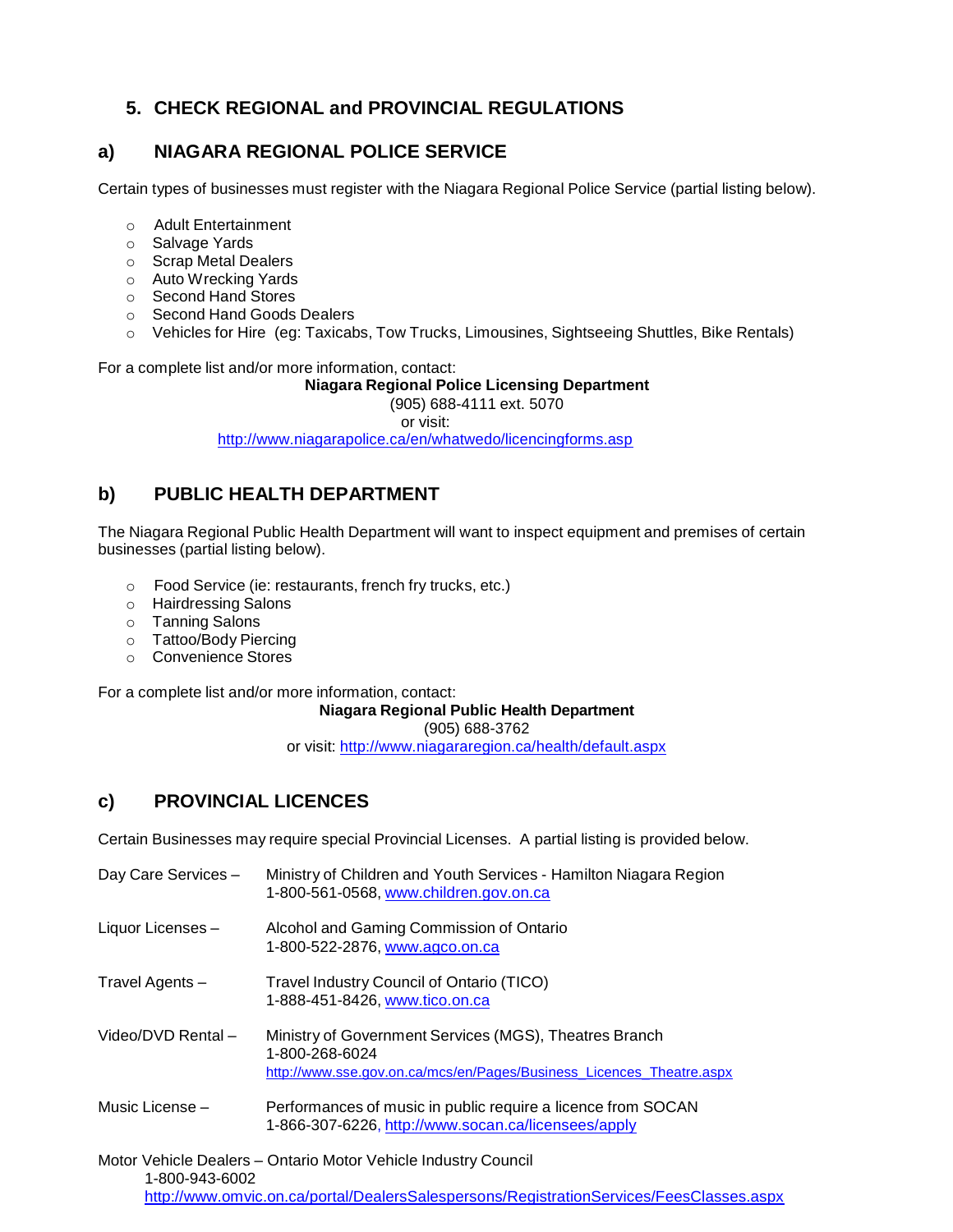## 5. CHECK REGIONAL and PROVINCIAL REGULATIONS

### a) NIAGARA REGIONAL POLICE SERVICE

Certain types of businesses must register with the Niagara Regional Police Service (partial listing below).

- Adult Entertainment
- Salvage Yards
- Scrap Metal Dealers
- Auto Wrecking Yards
- Second Hand Stores
- Second Hand Goods Dealers
- Vehicles for Hire (eg: Taxicabs, Tow Trucks, Limousines, Sightseeing Shuttles, Bike Rentals)

For a complete list and/or more information, contact:

**Niagara Regional Police Licensing Department**
(905) 688-4111 ext. 5070
or visit:
http://www.niagarapolice.ca/en/whatwedo/licencingforms.asp

### b) PUBLIC HEALTH DEPARTMENT

The Niagara Regional Public Health Department will want to inspect equipment and premises of certain businesses (partial listing below).

- Food Service (ie: restaurants, french fry trucks, etc.)
- Hairdressing Salons
- Tanning Salons
- Tattoo/Body Piercing
- Convenience Stores

For a complete list and/or more information, contact:

**Niagara Regional Public Health Department**
(905) 688-3762
or visit: http://www.niagararegion.ca/health/default.aspx

### c) PROVINCIAL LICENCES

Certain Businesses may require special Provincial Licenses. A partial listing is provided below.

Day Care Services – Ministry of Children and Youth Services - Hamilton Niagara Region
1-800-561-0568, www.children.gov.on.ca

Liquor Licenses – Alcohol and Gaming Commission of Ontario
1-800-522-2876, www.agco.on.ca

Travel Agents – Travel Industry Council of Ontario (TICO)
1-888-451-8426, www.tico.on.ca

Video/DVD Rental – Ministry of Government Services (MGS), Theatres Branch
1-800-268-6024
http://www.sse.gov.on.ca/mcs/en/Pages/Business_Licences_Theatre.aspx

Music License – Performances of music in public require a licence from SOCAN
1-866-307-6226, http://www.socan.ca/licensees/apply

Motor Vehicle Dealers – Ontario Motor Vehicle Industry Council
1-800-943-6002
http://www.omvic.on.ca/portal/DealersSalespersons/RegistrationServices/FeesClasses.aspx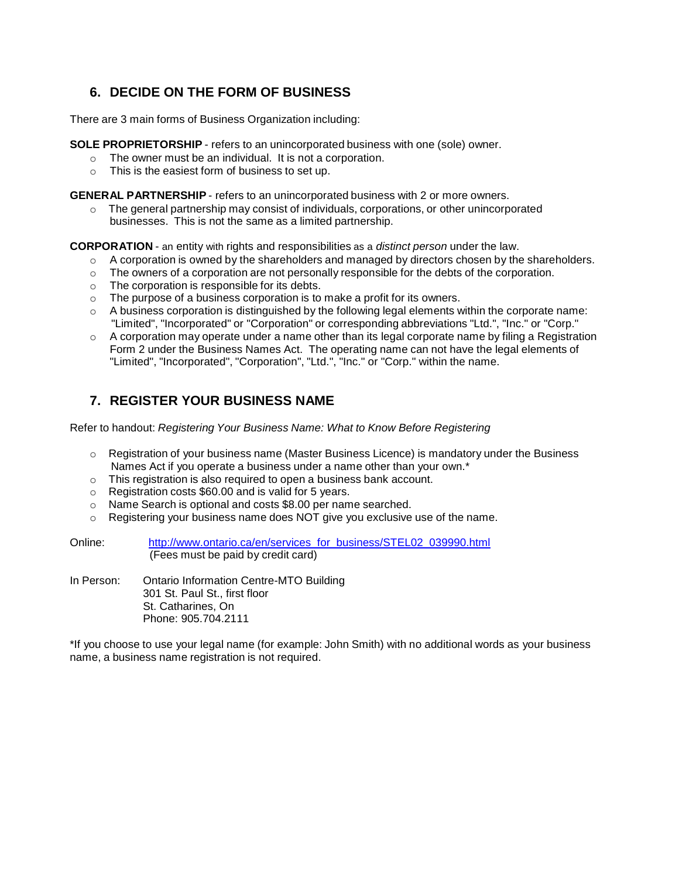## 6. DECIDE ON THE FORM OF BUSINESS

There are 3 main forms of Business Organization including:

**SOLE PROPRIETORSHIP** - refers to an unincorporated business with one (sole) owner.

- The owner must be an individual. It is not a corporation.
- This is the easiest form of business to set up.

**GENERAL PARTNERSHIP** - refers to an unincorporated business with 2 or more owners.

- The general partnership may consist of individuals, corporations, or other unincorporated businesses. This is not the same as a limited partnership.

**CORPORATION** - an entity with rights and responsibilities as a *distinct person* under the law.

- A corporation is owned by the shareholders and managed by directors chosen by the shareholders.
- The owners of a corporation are not personally responsible for the debts of the corporation.
- The corporation is responsible for its debts.
- The purpose of a business corporation is to make a profit for its owners.
- A business corporation is distinguished by the following legal elements within the corporate name: "Limited", "Incorporated" or "Corporation" or corresponding abbreviations "Ltd.", "Inc." or "Corp."
- A corporation may operate under a name other than its legal corporate name by filing a Registration Form 2 under the Business Names Act. The operating name can not have the legal elements of "Limited", "Incorporated", "Corporation", "Ltd.", "Inc." or "Corp." within the name.

## 7. REGISTER YOUR BUSINESS NAME

Refer to handout: *Registering Your Business Name: What to Know Before Registering*

- Registration of your business name (Master Business Licence) is mandatory under the Business Names Act if you operate a business under a name other than your own.*
- This registration is also required to open a business bank account.
- Registration costs $60.00 and is valid for 5 years.
- Name Search is optional and costs $8.00 per name searched.
- Registering your business name does NOT give you exclusive use of the name.

Online: http://www.ontario.ca/en/services_for_business/STEL02_039990.html
(Fees must be paid by credit card)

In Person: Ontario Information Centre-MTO Building
301 St. Paul St., first floor
St. Catharines, On
Phone: 905.704.2111

*If you choose to use your legal name (for example: John Smith) with no additional words as your business name, a business name registration is not required.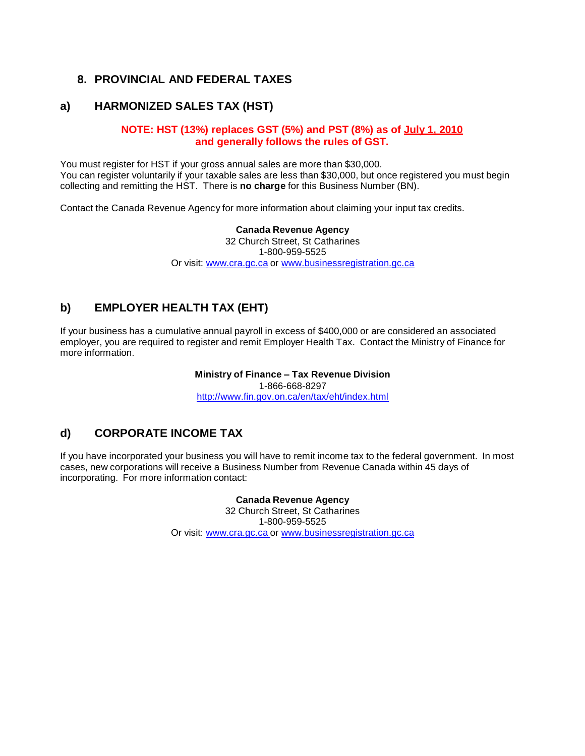## 8. PROVINCIAL AND FEDERAL TAXES

### a) HARMONIZED SALES TAX (HST)

**NOTE: HST (13%) replaces GST (5%) and PST (8%) as of July 1, 2010 and generally follows the rules of GST.**

You must register for HST if your gross annual sales are more than $30,000.
You can register voluntarily if your taxable sales are less than $30,000, but once registered you must begin collecting and remitting the HST. There is **no charge** for this Business Number (BN).

Contact the Canada Revenue Agency for more information about claiming your input tax credits.

**Canada Revenue Agency**
32 Church Street, St Catharines
1-800-959-5525
Or visit: www.cra.gc.ca or www.businessregistration.gc.ca

### b) EMPLOYER HEALTH TAX (EHT)

If your business has a cumulative annual payroll in excess of $400,000 or are considered an associated employer, you are required to register and remit Employer Health Tax. Contact the Ministry of Finance for more information.

**Ministry of Finance – Tax Revenue Division**
1-866-668-8297
http://www.fin.gov.on.ca/en/tax/eht/index.html

### d) CORPORATE INCOME TAX

If you have incorporated your business you will have to remit income tax to the federal government. In most cases, new corporations will receive a Business Number from Revenue Canada within 45 days of incorporating. For more information contact:

**Canada Revenue Agency**
32 Church Street, St Catharines
1-800-959-5525
Or visit: www.cra.gc.ca or www.businessregistration.gc.ca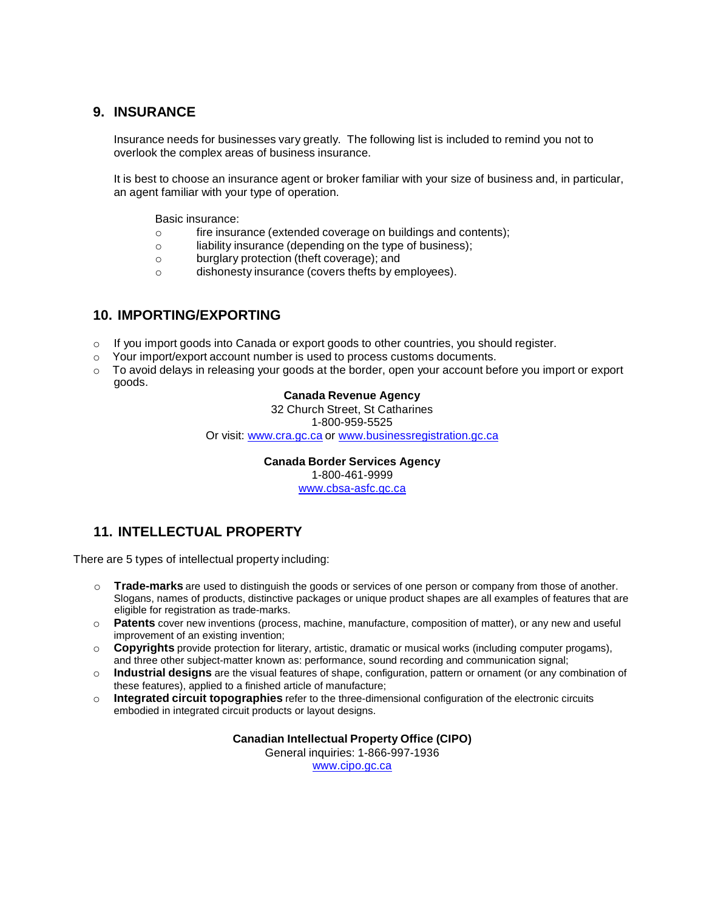## 9. INSURANCE

Insurance needs for businesses vary greatly. The following list is included to remind you not to overlook the complex areas of business insurance.

It is best to choose an insurance agent or broker familiar with your size of business and, in particular, an agent familiar with your type of operation.

Basic insurance:

- fire insurance (extended coverage on buildings and contents);
- liability insurance (depending on the type of business);
- burglary protection (theft coverage); and
- dishonesty insurance (covers thefts by employees).

## 10. IMPORTING/EXPORTING

- If you import goods into Canada or export goods to other countries, you should register.
- Your import/export account number is used to process customs documents.
- To avoid delays in releasing your goods at the border, open your account before you import or export goods.

**Canada Revenue Agency**
32 Church Street, St Catharines
1-800-959-5525
Or visit: www.cra.gc.ca or www.businessregistration.gc.ca

**Canada Border Services Agency**
1-800-461-9999
www.cbsa-asfc.gc.ca

## 11. INTELLECTUAL PROPERTY

There are 5 types of intellectual property including:

- **Trade-marks** are used to distinguish the goods or services of one person or company from those of another. Slogans, names of products, distinctive packages or unique product shapes are all examples of features that are eligible for registration as trade-marks.
- **Patents** cover new inventions (process, machine, manufacture, composition of matter), or any new and useful improvement of an existing invention;
- **Copyrights** provide protection for literary, artistic, dramatic or musical works (including computer progams), and three other subject-matter known as: performance, sound recording and communication signal;
- **Industrial designs** are the visual features of shape, configuration, pattern or ornament (or any combination of these features), applied to a finished article of manufacture;
- **Integrated circuit topographies** refer to the three-dimensional configuration of the electronic circuits embodied in integrated circuit products or layout designs.

**Canadian Intellectual Property Office (CIPO)**
General inquiries: 1-866-997-1936
www.cipo.gc.ca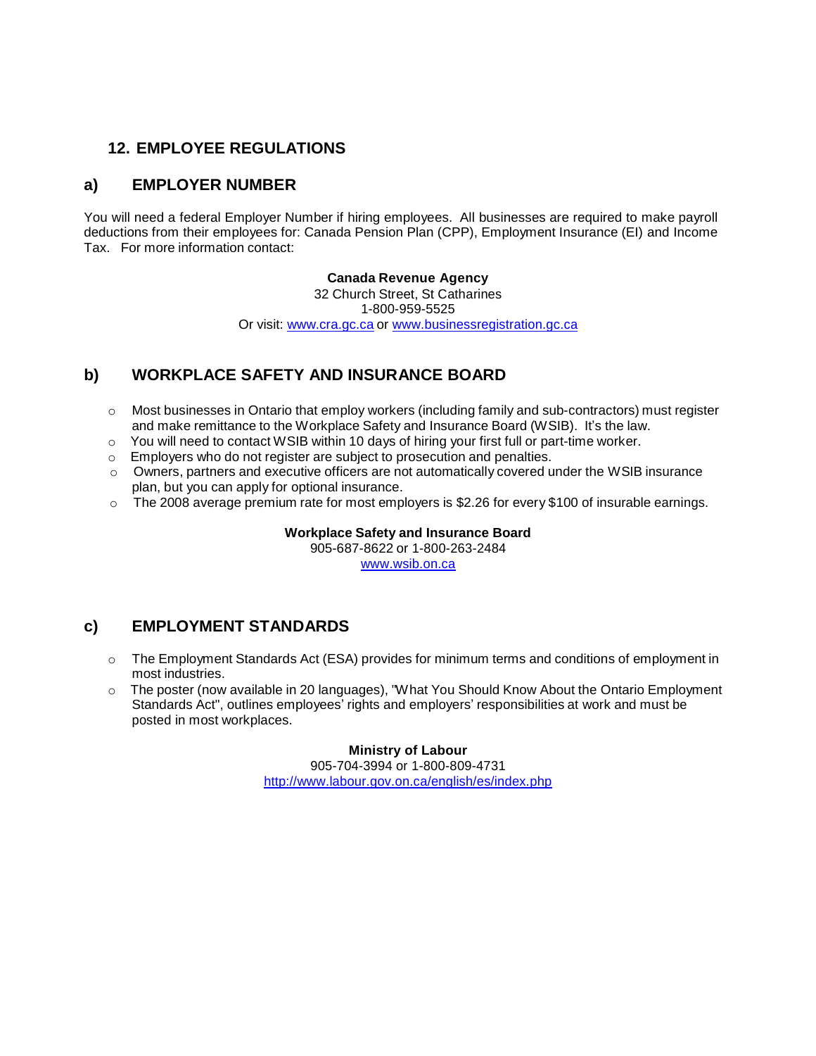## 12. EMPLOYEE REGULATIONS

### a) EMPLOYER NUMBER

You will need a federal Employer Number if hiring employees. All businesses are required to make payroll deductions from their employees for: Canada Pension Plan (CPP), Employment Insurance (EI) and Income Tax. For more information contact:

**Canada Revenue Agency**
32 Church Street, St Catharines
1-800-959-5525
Or visit: www.cra.gc.ca or www.businessregistration.gc.ca

### b) WORKPLACE SAFETY AND INSURANCE BOARD

- Most businesses in Ontario that employ workers (including family and sub-contractors) must register and make remittance to the Workplace Safety and Insurance Board (WSIB). It's the law.
- You will need to contact WSIB within 10 days of hiring your first full or part-time worker.
- Employers who do not register are subject to prosecution and penalties.
- Owners, partners and executive officers are not automatically covered under the WSIB insurance plan, but you can apply for optional insurance.
- The 2008 average premium rate for most employers is $2.26 for every $100 of insurable earnings.

**Workplace Safety and Insurance Board**
905-687-8622 or 1-800-263-2484
www.wsib.on.ca

### c) EMPLOYMENT STANDARDS

- The Employment Standards Act (ESA) provides for minimum terms and conditions of employment in most industries.
- The poster (now available in 20 languages), "What You Should Know About the Ontario Employment Standards Act", outlines employees' rights and employers' responsibilities at work and must be posted in most workplaces.

**Ministry of Labour**
905-704-3994 or 1-800-809-4731
http://www.labour.gov.on.ca/english/es/index.php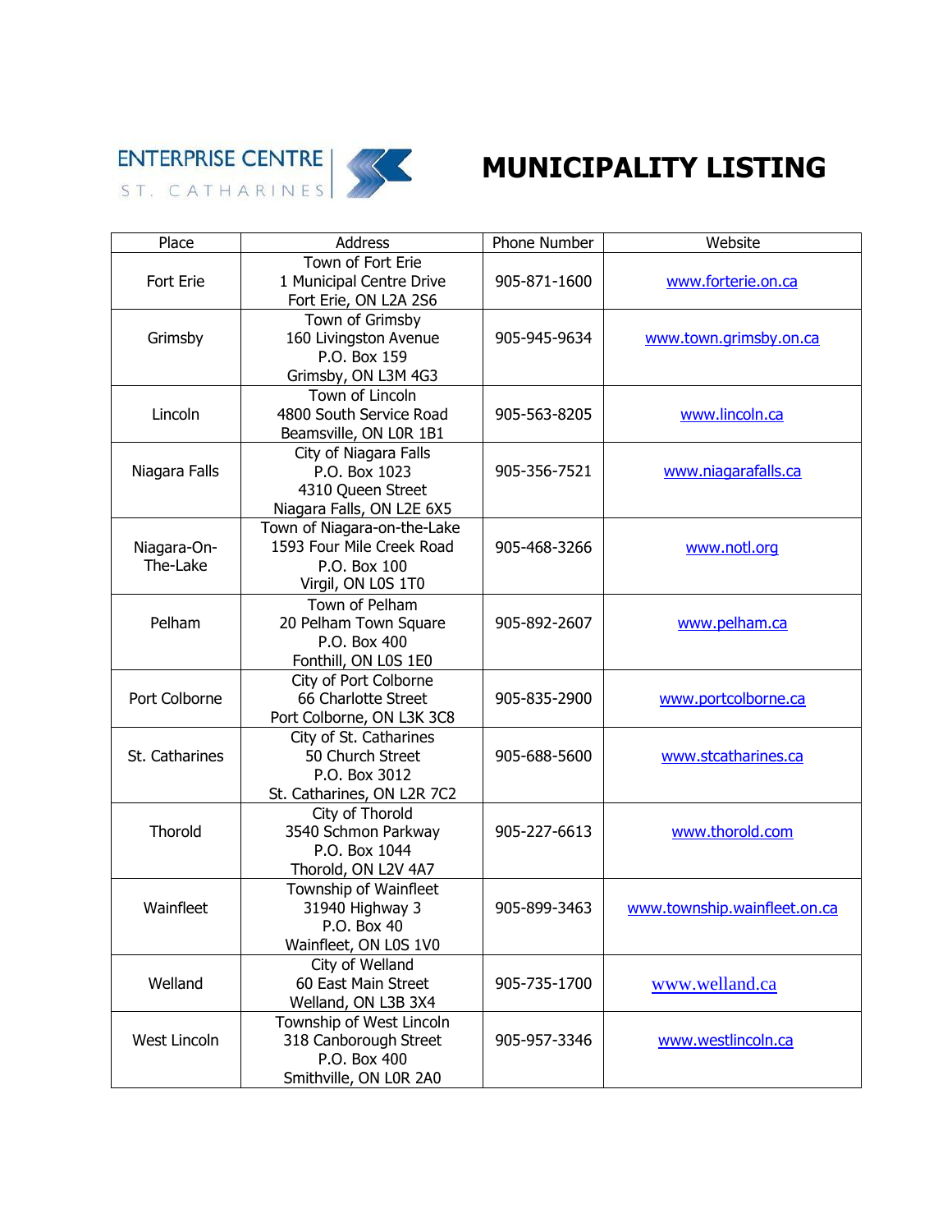ENTERPRISE CENTRE
ST. CATHARINES

# MUNICIPALITY LISTING

| Place | Address | Phone Number | Website |
|---|---|---|---|
| Fort Erie | Town of Fort Erie<br>1 Municipal Centre Drive<br>Fort Erie, ON L2A 2S6 | 905-871-1600 | www.forterie.on.ca |
| Grimsby | Town of Grimsby<br>160 Livingston Avenue<br>P.O. Box 159<br>Grimsby, ON L3M 4G3 | 905-945-9634 | www.town.grimsby.on.ca |
| Lincoln | Town of Lincoln<br>4800 South Service Road<br>Beamsville, ON L0R 1B1 | 905-563-8205 | www.lincoln.ca |
| Niagara Falls | City of Niagara Falls<br>P.O. Box 1023<br>4310 Queen Street<br>Niagara Falls, ON L2E 6X5 | 905-356-7521 | www.niagarafalls.ca |
| Niagara-On-The-Lake | Town of Niagara-on-the-Lake<br>1593 Four Mile Creek Road<br>P.O. Box 100<br>Virgil, ON L0S 1T0 | 905-468-3266 | www.notl.org |
| Pelham | Town of Pelham<br>20 Pelham Town Square<br>P.O. Box 400<br>Fonthill, ON L0S 1E0 | 905-892-2607 | www.pelham.ca |
| Port Colborne | City of Port Colborne<br>66 Charlotte Street<br>Port Colborne, ON L3K 3C8 | 905-835-2900 | www.portcolborne.ca |
| St. Catharines | City of St. Catharines<br>50 Church Street<br>P.O. Box 3012<br>St. Catharines, ON L2R 7C2 | 905-688-5600 | www.stcatharines.ca |
| Thorold | City of Thorold<br>3540 Schmon Parkway<br>P.O. Box 1044<br>Thorold, ON L2V 4A7 | 905-227-6613 | www.thorold.com |
| Wainfleet | Township of Wainfleet<br>31940 Highway 3<br>P.O. Box 40<br>Wainfleet, ON L0S 1V0 | 905-899-3463 | www.township.wainfleet.on.ca |
| Welland | City of Welland<br>60 East Main Street<br>Welland, ON L3B 3X4 | 905-735-1700 | www.welland.ca |
| West Lincoln | Township of West Lincoln<br>318 Canborough Street<br>P.O. Box 400<br>Smithville, ON L0R 2A0 | 905-957-3346 | www.westlincoln.ca |